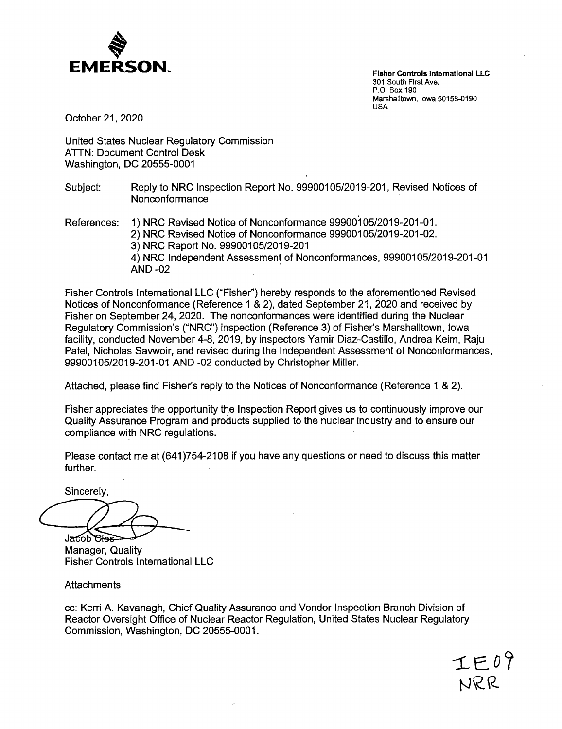**EMERSON.**

**Fisher Controls International LLC**
301 South First Ave.
P.O Box 190
Marshalltown, Iowa 50158-0190
USA

October 21, 2020

United States Nuclear Regulatory Commission
ATTN: Document Control Desk
Washington, DC 20555-0001

Subject: Reply to NRC Inspection Report No. 99900105/2019-201, Revised Notices of Nonconformance

References:
1) NRC Revised Notice of Nonconformance 99900105/2019-201-01.
2) NRC Revised Notice of Nonconformance 99900105/2019-201-02.
3) NRC Report No. 99900105/2019-201
4) NRC Independent Assessment of Nonconformances, 99900105/2019-201-01 AND -02

Fisher Controls International LLC ("Fisher") hereby responds to the aforementioned Revised Notices of Nonconformance (Reference 1 & 2), dated September 21, 2020 and received by Fisher on September 24, 2020. The nonconformances were identified during the Nuclear Regulatory Commission's ("NRC") inspection (Reference 3) of Fisher's Marshalltown, Iowa facility, conducted November 4-8, 2019, by inspectors Yamir Diaz-Castillo, Andrea Keim, Raju Patel, Nicholas Savwoir, and revised during the Independent Assessment of Nonconformances, 99900105/2019-201-01 AND -02 conducted by Christopher Miller.

Attached, please find Fisher's reply to the Notices of Nonconformance (Reference 1 & 2).

Fisher appreciates the opportunity the Inspection Report gives us to continuously improve our Quality Assurance Program and products supplied to the nuclear industry and to ensure our compliance with NRC regulations.

Please contact me at (641)754-2108 if you have any questions or need to discuss this matter further.

Sincerely,

Jacob Gles
Manager, Quality
Fisher Controls International LLC

Attachments

cc: Kerri A. Kavanagh, Chief Quality Assurance and Vendor Inspection Branch Division of Reactor Oversight Office of Nuclear Reactor Regulation, United States Nuclear Regulatory Commission, Washington, DC 20555-0001.

IE09
NRR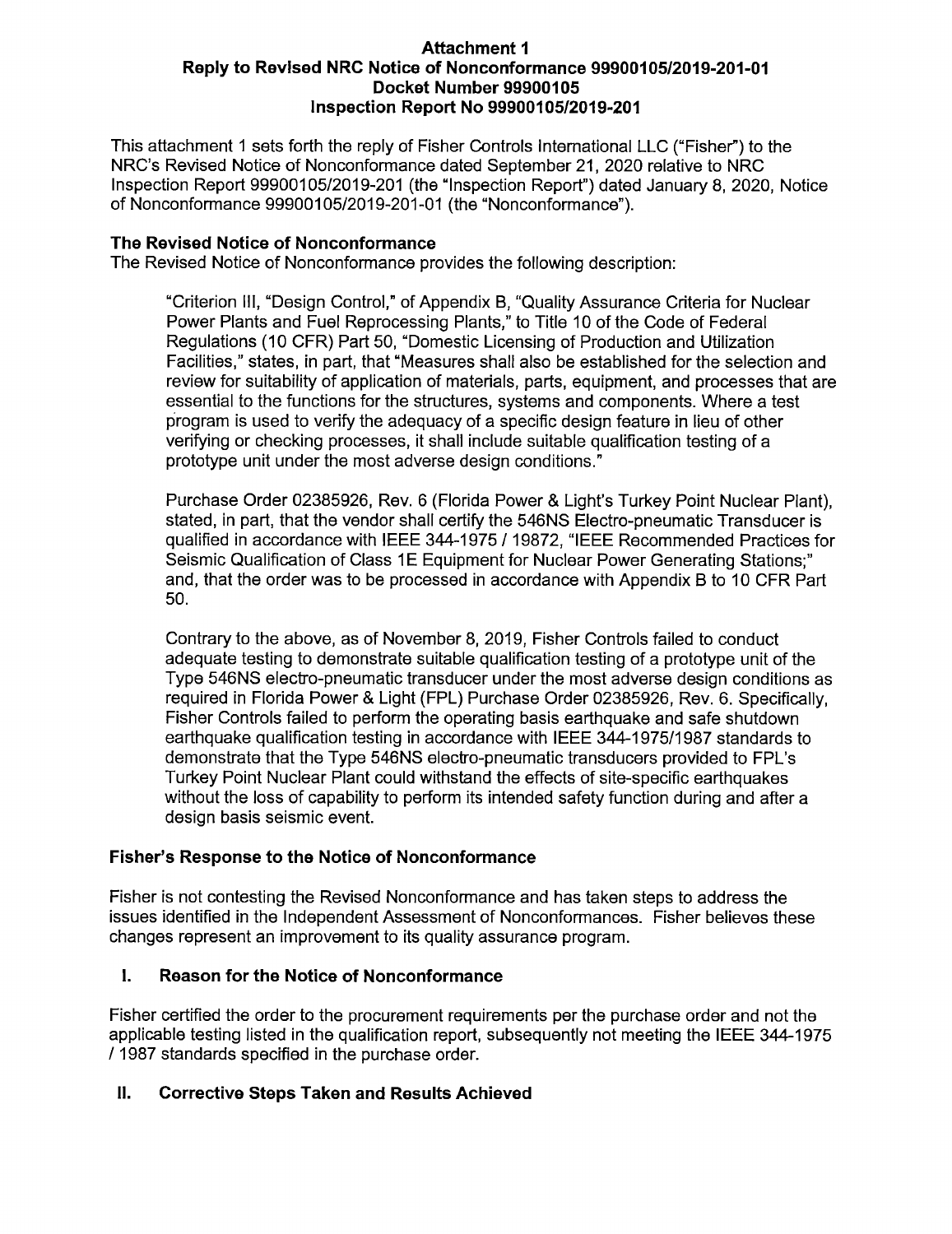**Attachment 1**
**Reply to Revised NRC Notice of Nonconformance 99900105/2019-201-01**
**Docket Number 99900105**
**Inspection Report No 99900105/2019-201**

This attachment 1 sets forth the reply of Fisher Controls International LLC ("Fisher") to the NRC's Revised Notice of Nonconformance dated September 21, 2020 relative to NRC Inspection Report 99900105/2019-201 (the "Inspection Report") dated January 8, 2020, Notice of Nonconformance 99900105/2019-201-01 (the "Nonconformance").

**The Revised Notice of Nonconformance**

The Revised Notice of Nonconformance provides the following description:

> "Criterion III, "Design Control," of Appendix B, "Quality Assurance Criteria for Nuclear Power Plants and Fuel Reprocessing Plants," to Title 10 of the Code of Federal Regulations (10 CFR) Part 50, "Domestic Licensing of Production and Utilization Facilities," states, in part, that "Measures shall also be established for the selection and review for suitability of application of materials, parts, equipment, and processes that are essential to the functions for the structures, systems and components. Where a test program is used to verify the adequacy of a specific design feature in lieu of other verifying or checking processes, it shall include suitable qualification testing of a prototype unit under the most adverse design conditions."
>
> Purchase Order 02385926, Rev. 6 (Florida Power & Light's Turkey Point Nuclear Plant), stated, in part, that the vendor shall certify the 546NS Electro-pneumatic Transducer is qualified in accordance with IEEE 344-1975 / 19872, "IEEE Recommended Practices for Seismic Qualification of Class 1E Equipment for Nuclear Power Generating Stations;" and, that the order was to be processed in accordance with Appendix B to 10 CFR Part 50.
>
> Contrary to the above, as of November 8, 2019, Fisher Controls failed to conduct adequate testing to demonstrate suitable qualification testing of a prototype unit of the Type 546NS electro-pneumatic transducer under the most adverse design conditions as required in Florida Power & Light (FPL) Purchase Order 02385926, Rev. 6. Specifically, Fisher Controls failed to perform the operating basis earthquake and safe shutdown earthquake qualification testing in accordance with IEEE 344-1975/1987 standards to demonstrate that the Type 546NS electro-pneumatic transducers provided to FPL's Turkey Point Nuclear Plant could withstand the effects of site-specific earthquakes without the loss of capability to perform its intended safety function during and after a design basis seismic event.

**Fisher's Response to the Notice of Nonconformance**

Fisher is not contesting the Revised Nonconformance and has taken steps to address the issues identified in the Independent Assessment of Nonconformances. Fisher believes these changes represent an improvement to its quality assurance program.

## I. Reason for the Notice of Nonconformance

Fisher certified the order to the procurement requirements per the purchase order and not the applicable testing listed in the qualification report, subsequently not meeting the IEEE 344-1975 / 1987 standards specified in the purchase order.

## II. Corrective Steps Taken and Results Achieved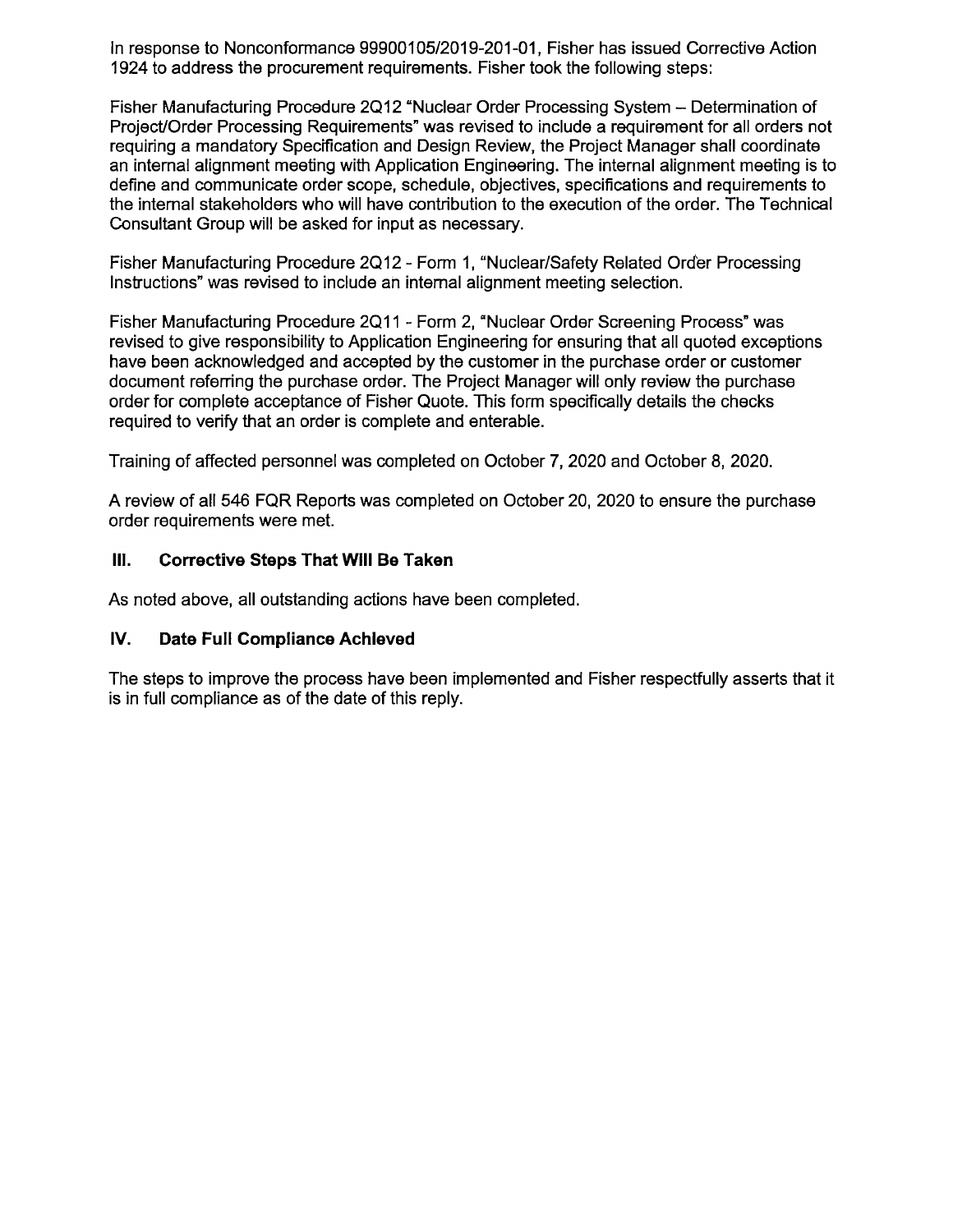In response to Nonconformance 99900105/2019-201-01, Fisher has issued Corrective Action 1924 to address the procurement requirements. Fisher took the following steps:

Fisher Manufacturing Procedure 2Q12 "Nuclear Order Processing System – Determination of Project/Order Processing Requirements" was revised to include a requirement for all orders not requiring a mandatory Specification and Design Review, the Project Manager shall coordinate an internal alignment meeting with Application Engineering. The internal alignment meeting is to define and communicate order scope, schedule, objectives, specifications and requirements to the internal stakeholders who will have contribution to the execution of the order. The Technical Consultant Group will be asked for input as necessary.

Fisher Manufacturing Procedure 2Q12 - Form 1, "Nuclear/Safety Related Order Processing Instructions" was revised to include an internal alignment meeting selection.

Fisher Manufacturing Procedure 2Q11 - Form 2, "Nuclear Order Screening Process" was revised to give responsibility to Application Engineering for ensuring that all quoted exceptions have been acknowledged and accepted by the customer in the purchase order or customer document referring the purchase order. The Project Manager will only review the purchase order for complete acceptance of Fisher Quote. This form specifically details the checks required to verify that an order is complete and enterable.

Training of affected personnel was completed on October 7, 2020 and October 8, 2020.

A review of all 546 FQR Reports was completed on October 20, 2020 to ensure the purchase order requirements were met.

## III. Corrective Steps That Will Be Taken

As noted above, all outstanding actions have been completed.

## IV. Date Full Compliance Achieved

The steps to improve the process have been implemented and Fisher respectfully asserts that it is in full compliance as of the date of this reply.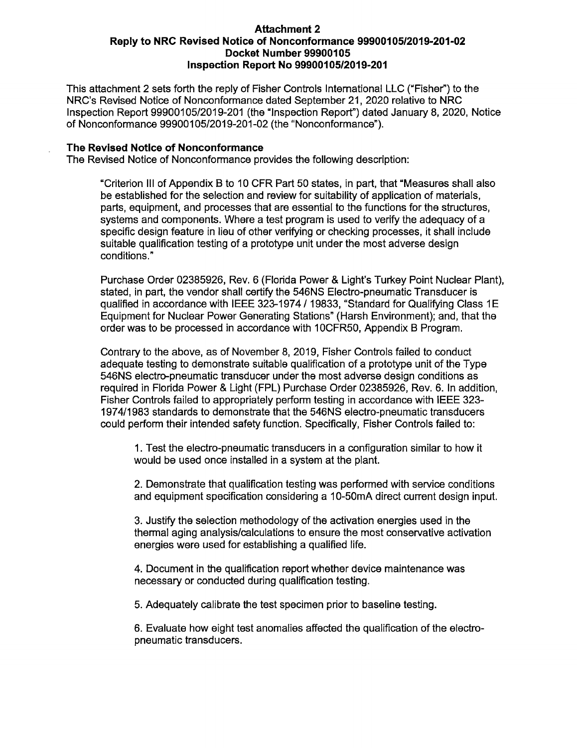**Attachment 2**
**Reply to NRC Revised Notice of Nonconformance 99900105/2019-201-02**
**Docket Number 99900105**
**Inspection Report No 99900105/2019-201**

This attachment 2 sets forth the reply of Fisher Controls International LLC ("Fisher") to the NRC's Revised Notice of Nonconformance dated September 21, 2020 relative to NRC Inspection Report 99900105/2019-201 (the "Inspection Report") dated January 8, 2020, Notice of Nonconformance 99900105/2019-201-02 (the "Nonconformance").

## The Revised Notice of Nonconformance

The Revised Notice of Nonconformance provides the following description:

> "Criterion III of Appendix B to 10 CFR Part 50 states, in part, that "Measures shall also be established for the selection and review for suitability of application of materials, parts, equipment, and processes that are essential to the functions for the structures, systems and components. Where a test program is used to verify the adequacy of a specific design feature in lieu of other verifying or checking processes, it shall include suitable qualification testing of a prototype unit under the most adverse design conditions."
>
> Purchase Order 02385926, Rev. 6 (Florida Power & Light's Turkey Point Nuclear Plant), stated, in part, the vendor shall certify the 546NS Electro-pneumatic Transducer is qualified in accordance with IEEE 323-1974 / 19833, "Standard for Qualifying Class 1E Equipment for Nuclear Power Generating Stations" (Harsh Environment); and, that the order was to be processed in accordance with 10CFR50, Appendix B Program.
>
> Contrary to the above, as of November 8, 2019, Fisher Controls failed to conduct adequate testing to demonstrate suitable qualification of a prototype unit of the Type 546NS electro-pneumatic transducer under the most adverse design conditions as required in Florida Power & Light (FPL) Purchase Order 02385926, Rev. 6. In addition, Fisher Controls failed to appropriately perform testing in accordance with IEEE 323-1974/1983 standards to demonstrate that the 546NS electro-pneumatic transducers could perform their intended safety function. Specifically, Fisher Controls failed to:
>
> 1. Test the electro-pneumatic transducers in a configuration similar to how it would be used once installed in a system at the plant.
>
> 2. Demonstrate that qualification testing was performed with service conditions and equipment specification considering a 10-50mA direct current design input.
>
> 3. Justify the selection methodology of the activation energies used in the thermal aging analysis/calculations to ensure the most conservative activation energies were used for establishing a qualified life.
>
> 4. Document in the qualification report whether device maintenance was necessary or conducted during qualification testing.
>
> 5. Adequately calibrate the test specimen prior to baseline testing.
>
> 6. Evaluate how eight test anomalies affected the qualification of the electro-pneumatic transducers.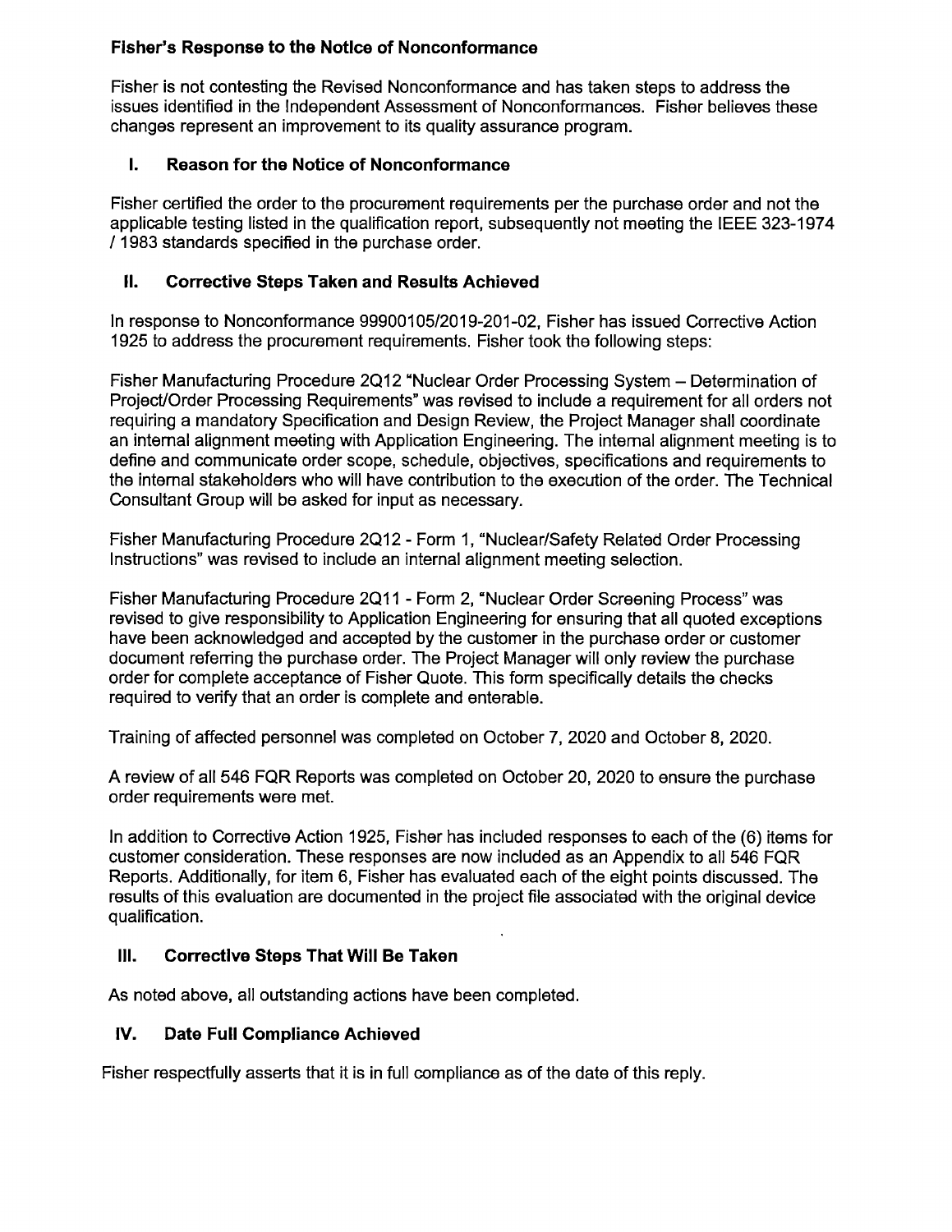## Fisher's Response to the Notice of Nonconformance

Fisher is not contesting the Revised Nonconformance and has taken steps to address the issues identified in the Independent Assessment of Nonconformances. Fisher believes these changes represent an improvement to its quality assurance program.

### I. Reason for the Notice of Nonconformance

Fisher certified the order to the procurement requirements per the purchase order and not the applicable testing listed in the qualification report, subsequently not meeting the IEEE 323-1974 / 1983 standards specified in the purchase order.

### II. Corrective Steps Taken and Results Achieved

In response to Nonconformance 99900105/2019-201-02, Fisher has issued Corrective Action 1925 to address the procurement requirements. Fisher took the following steps:

Fisher Manufacturing Procedure 2Q12 "Nuclear Order Processing System – Determination of Project/Order Processing Requirements" was revised to include a requirement for all orders not requiring a mandatory Specification and Design Review, the Project Manager shall coordinate an internal alignment meeting with Application Engineering. The internal alignment meeting is to define and communicate order scope, schedule, objectives, specifications and requirements to the internal stakeholders who will have contribution to the execution of the order. The Technical Consultant Group will be asked for input as necessary.

Fisher Manufacturing Procedure 2Q12 - Form 1, "Nuclear/Safety Related Order Processing Instructions" was revised to include an internal alignment meeting selection.

Fisher Manufacturing Procedure 2Q11 - Form 2, "Nuclear Order Screening Process" was revised to give responsibility to Application Engineering for ensuring that all quoted exceptions have been acknowledged and accepted by the customer in the purchase order or customer document referring the purchase order. The Project Manager will only review the purchase order for complete acceptance of Fisher Quote. This form specifically details the checks required to verify that an order is complete and enterable.

Training of affected personnel was completed on October 7, 2020 and October 8, 2020.

A review of all 546 FQR Reports was completed on October 20, 2020 to ensure the purchase order requirements were met.

In addition to Corrective Action 1925, Fisher has included responses to each of the (6) items for customer consideration. These responses are now included as an Appendix to all 546 FQR Reports. Additionally, for item 6, Fisher has evaluated each of the eight points discussed. The results of this evaluation are documented in the project file associated with the original device qualification.

### III. Corrective Steps That Will Be Taken

As noted above, all outstanding actions have been completed.

### IV. Date Full Compliance Achieved

Fisher respectfully asserts that it is in full compliance as of the date of this reply.